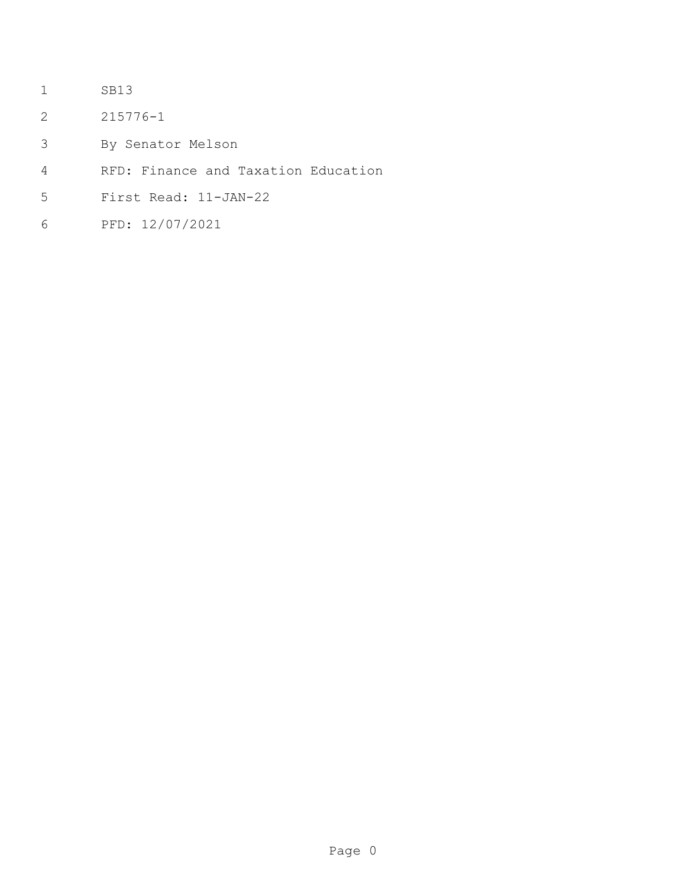SB13

215776-1

By Senator Melson

RFD: Finance and Taxation Education

First Read: 11-JAN-22

PFD: 12/07/2021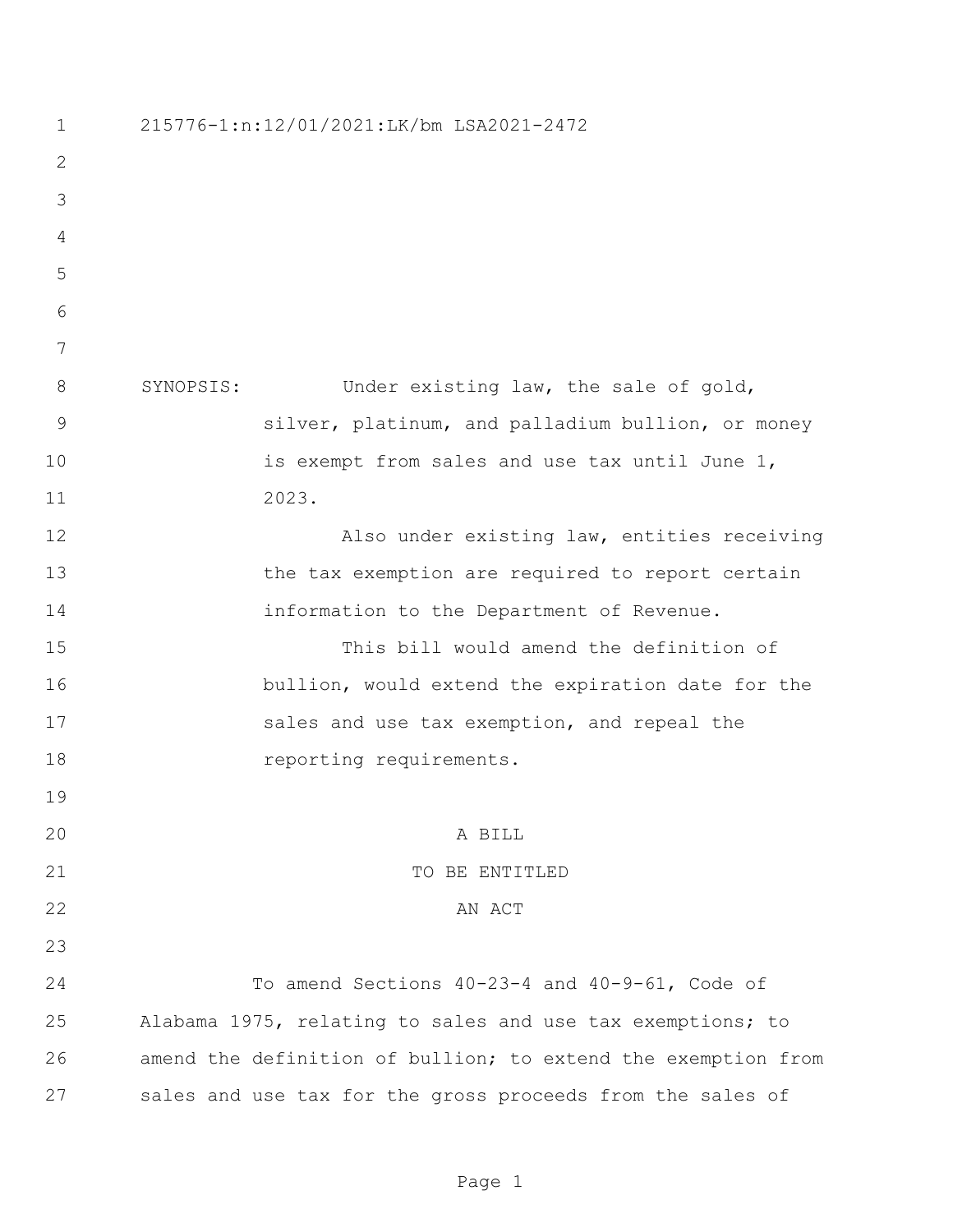215776-1:n:12/01/2021:LK/bm LSA2021-2472

SYNOPSIS: Under existing law, the sale of gold, silver, platinum, and palladium bullion, or money is exempt from sales and use tax until June 1, 2023.

Also under existing law, entities receiving the tax exemption are required to report certain information to the Department of Revenue.

This bill would amend the definition of bullion, would extend the expiration date for the sales and use tax exemption, and repeal the reporting requirements.

A BILL

TO BE ENTITLED

AN ACT

To amend Sections 40-23-4 and 40-9-61, Code of Alabama 1975, relating to sales and use tax exemptions; to amend the definition of bullion; to extend the exemption from sales and use tax for the gross proceeds from the sales of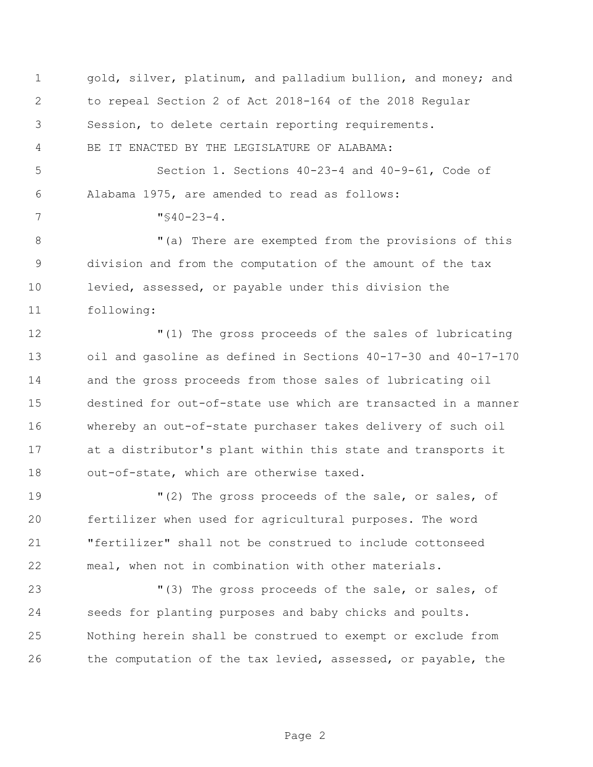gold, silver, platinum, and palladium bullion, and money; and to repeal Section 2 of Act 2018-164 of the 2018 Regular Session, to delete certain reporting requirements.

BE IT ENACTED BY THE LEGISLATURE OF ALABAMA:

Section 1. Sections 40-23-4 and 40-9-61, Code of Alabama 1975, are amended to read as follows:

"§40-23-4.

"(a) There are exempted from the provisions of this division and from the computation of the amount of the tax levied, assessed, or payable under this division the following:

"(1) The gross proceeds of the sales of lubricating oil and gasoline as defined in Sections 40-17-30 and 40-17-170 and the gross proceeds from those sales of lubricating oil destined for out-of-state use which are transacted in a manner whereby an out-of-state purchaser takes delivery of such oil at a distributor's plant within this state and transports it out-of-state, which are otherwise taxed.

"(2) The gross proceeds of the sale, or sales, of fertilizer when used for agricultural purposes. The word "fertilizer" shall not be construed to include cottonseed meal, when not in combination with other materials.

"(3) The gross proceeds of the sale, or sales, of seeds for planting purposes and baby chicks and poults. Nothing herein shall be construed to exempt or exclude from the computation of the tax levied, assessed, or payable, the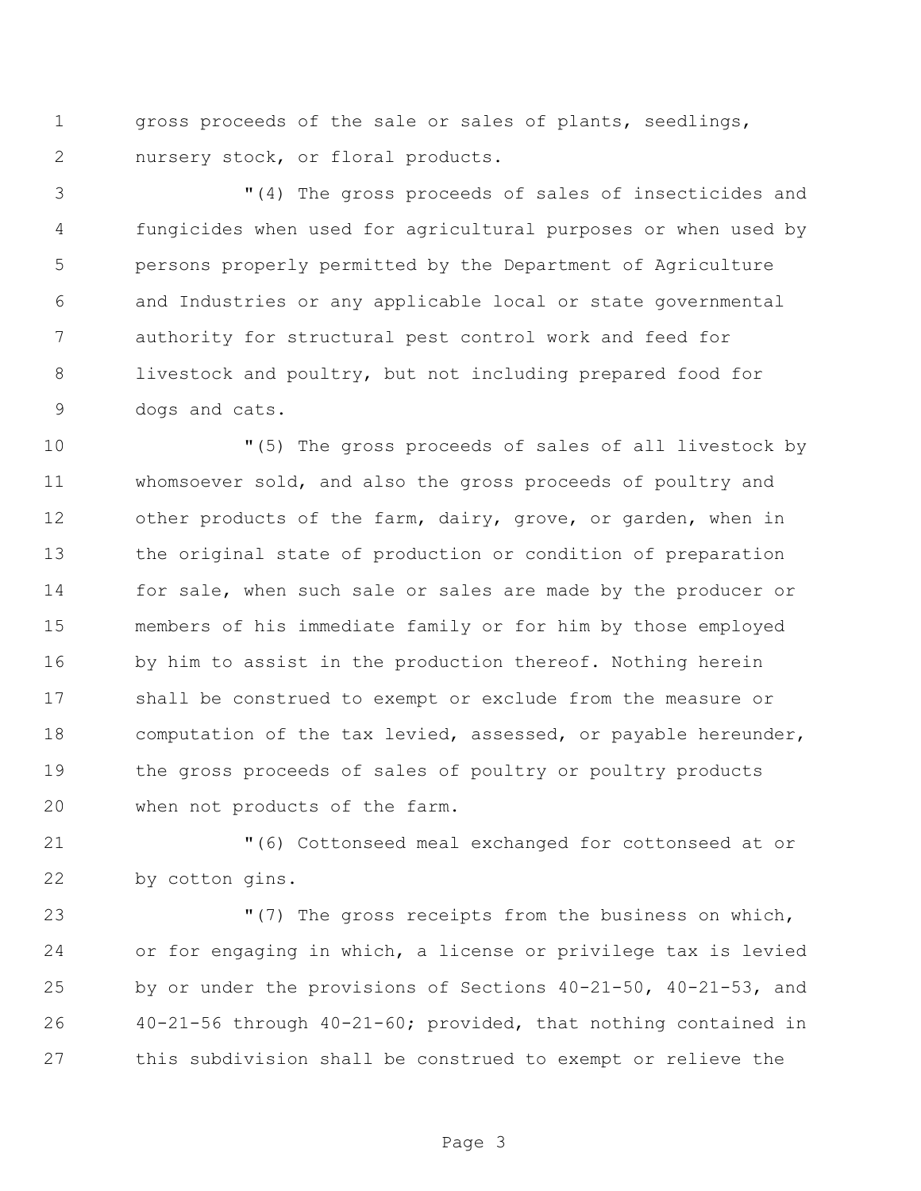gross proceeds of the sale or sales of plants, seedlings, nursery stock, or floral products.

"(4) The gross proceeds of sales of insecticides and fungicides when used for agricultural purposes or when used by persons properly permitted by the Department of Agriculture and Industries or any applicable local or state governmental authority for structural pest control work and feed for livestock and poultry, but not including prepared food for dogs and cats.

"(5) The gross proceeds of sales of all livestock by whomsoever sold, and also the gross proceeds of poultry and other products of the farm, dairy, grove, or garden, when in the original state of production or condition of preparation for sale, when such sale or sales are made by the producer or members of his immediate family or for him by those employed by him to assist in the production thereof. Nothing herein shall be construed to exempt or exclude from the measure or computation of the tax levied, assessed, or payable hereunder, the gross proceeds of sales of poultry or poultry products when not products of the farm.

"(6) Cottonseed meal exchanged for cottonseed at or by cotton gins.

"(7) The gross receipts from the business on which, or for engaging in which, a license or privilege tax is levied by or under the provisions of Sections 40-21-50, 40-21-53, and 40-21-56 through 40-21-60; provided, that nothing contained in this subdivision shall be construed to exempt or relieve the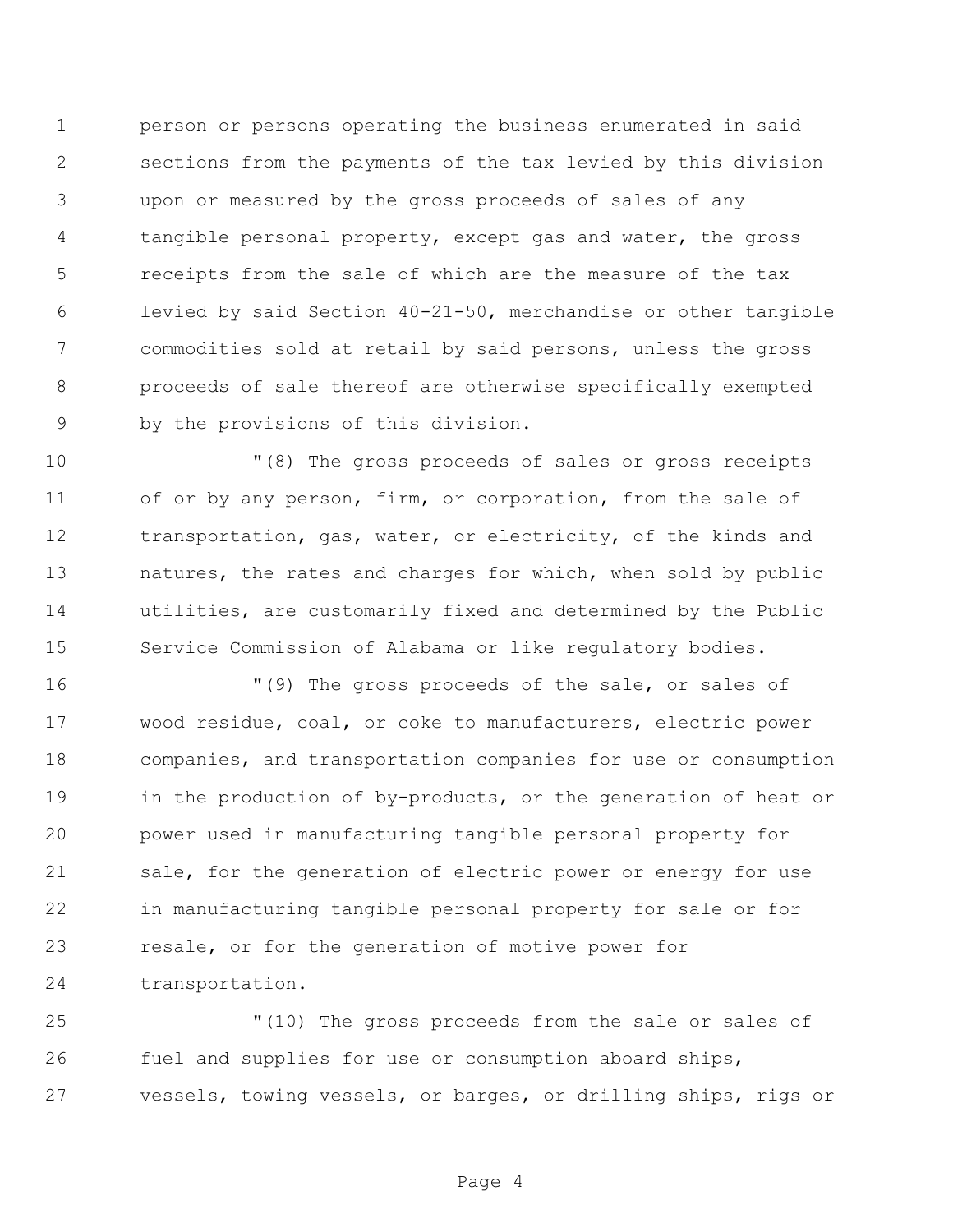person or persons operating the business enumerated in said sections from the payments of the tax levied by this division upon or measured by the gross proceeds of sales of any tangible personal property, except gas and water, the gross receipts from the sale of which are the measure of the tax levied by said Section 40-21-50, merchandise or other tangible commodities sold at retail by said persons, unless the gross proceeds of sale thereof are otherwise specifically exempted by the provisions of this division.

"(8) The gross proceeds of sales or gross receipts of or by any person, firm, or corporation, from the sale of transportation, gas, water, or electricity, of the kinds and natures, the rates and charges for which, when sold by public utilities, are customarily fixed and determined by the Public Service Commission of Alabama or like regulatory bodies.

"(9) The gross proceeds of the sale, or sales of wood residue, coal, or coke to manufacturers, electric power companies, and transportation companies for use or consumption in the production of by-products, or the generation of heat or power used in manufacturing tangible personal property for sale, for the generation of electric power or energy for use in manufacturing tangible personal property for sale or for resale, or for the generation of motive power for transportation.

"(10) The gross proceeds from the sale or sales of fuel and supplies for use or consumption aboard ships, vessels, towing vessels, or barges, or drilling ships, rigs or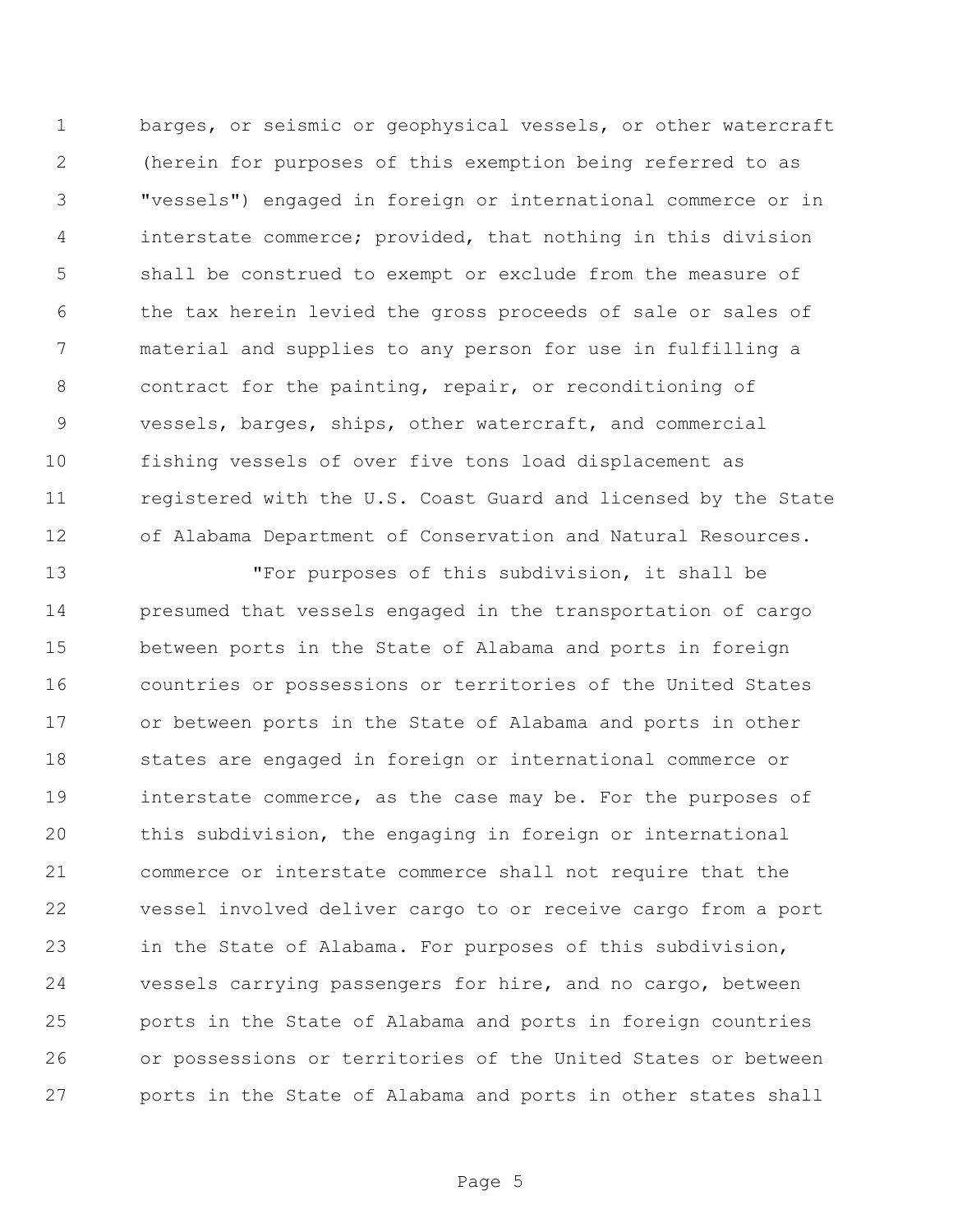barges, or seismic or geophysical vessels, or other watercraft (herein for purposes of this exemption being referred to as "vessels") engaged in foreign or international commerce or in interstate commerce; provided, that nothing in this division shall be construed to exempt or exclude from the measure of the tax herein levied the gross proceeds of sale or sales of material and supplies to any person for use in fulfilling a contract for the painting, repair, or reconditioning of vessels, barges, ships, other watercraft, and commercial fishing vessels of over five tons load displacement as registered with the U.S. Coast Guard and licensed by the State of Alabama Department of Conservation and Natural Resources.

"For purposes of this subdivision, it shall be presumed that vessels engaged in the transportation of cargo between ports in the State of Alabama and ports in foreign countries or possessions or territories of the United States or between ports in the State of Alabama and ports in other states are engaged in foreign or international commerce or interstate commerce, as the case may be. For the purposes of this subdivision, the engaging in foreign or international commerce or interstate commerce shall not require that the vessel involved deliver cargo to or receive cargo from a port in the State of Alabama. For purposes of this subdivision, vessels carrying passengers for hire, and no cargo, between ports in the State of Alabama and ports in foreign countries or possessions or territories of the United States or between ports in the State of Alabama and ports in other states shall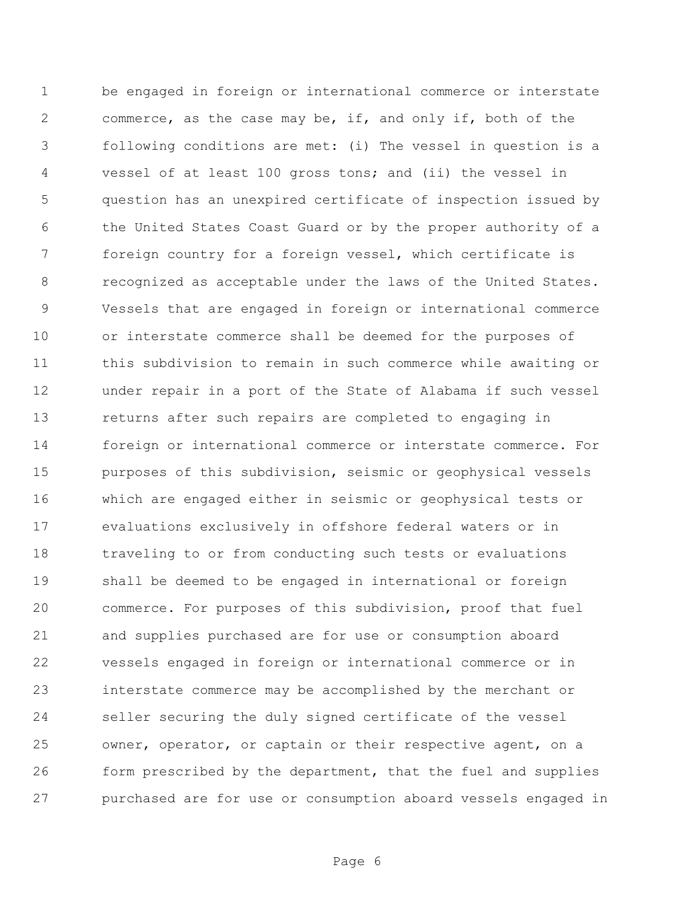be engaged in foreign or international commerce or interstate commerce, as the case may be, if, and only if, both of the following conditions are met: (i) The vessel in question is a vessel of at least 100 gross tons; and (ii) the vessel in question has an unexpired certificate of inspection issued by the United States Coast Guard or by the proper authority of a foreign country for a foreign vessel, which certificate is recognized as acceptable under the laws of the United States. Vessels that are engaged in foreign or international commerce or interstate commerce shall be deemed for the purposes of this subdivision to remain in such commerce while awaiting or under repair in a port of the State of Alabama if such vessel returns after such repairs are completed to engaging in foreign or international commerce or interstate commerce. For purposes of this subdivision, seismic or geophysical vessels which are engaged either in seismic or geophysical tests or evaluations exclusively in offshore federal waters or in traveling to or from conducting such tests or evaluations shall be deemed to be engaged in international or foreign commerce. For purposes of this subdivision, proof that fuel and supplies purchased are for use or consumption aboard vessels engaged in foreign or international commerce or in interstate commerce may be accomplished by the merchant or seller securing the duly signed certificate of the vessel owner, operator, or captain or their respective agent, on a form prescribed by the department, that the fuel and supplies purchased are for use or consumption aboard vessels engaged in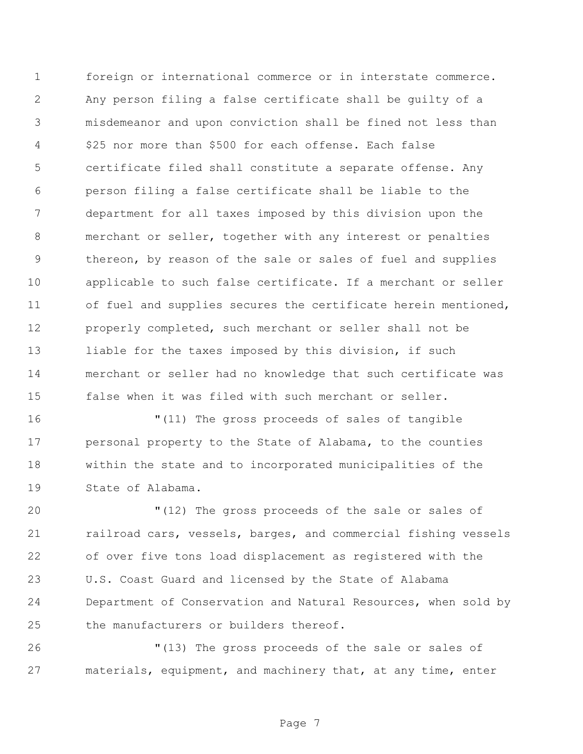foreign or international commerce or in interstate commerce. Any person filing a false certificate shall be guilty of a misdemeanor and upon conviction shall be fined not less than $25 nor more than $500 for each offense. Each false certificate filed shall constitute a separate offense. Any person filing a false certificate shall be liable to the department for all taxes imposed by this division upon the merchant or seller, together with any interest or penalties thereon, by reason of the sale or sales of fuel and supplies applicable to such false certificate. If a merchant or seller of fuel and supplies secures the certificate herein mentioned, properly completed, such merchant or seller shall not be liable for the taxes imposed by this division, if such merchant or seller had no knowledge that such certificate was false when it was filed with such merchant or seller.

"(11) The gross proceeds of sales of tangible personal property to the State of Alabama, to the counties within the state and to incorporated municipalities of the State of Alabama.

"(12) The gross proceeds of the sale or sales of railroad cars, vessels, barges, and commercial fishing vessels of over five tons load displacement as registered with the U.S. Coast Guard and licensed by the State of Alabama Department of Conservation and Natural Resources, when sold by the manufacturers or builders thereof.

"(13) The gross proceeds of the sale or sales of materials, equipment, and machinery that, at any time, enter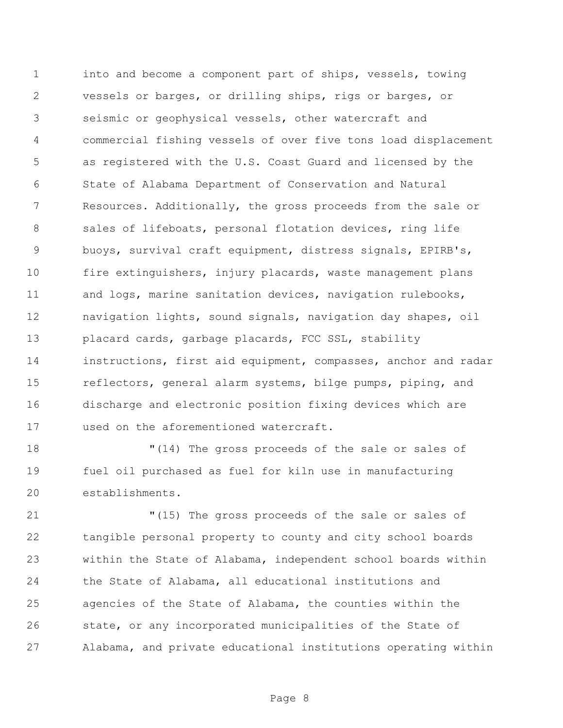into and become a component part of ships, vessels, towing vessels or barges, or drilling ships, rigs or barges, or seismic or geophysical vessels, other watercraft and commercial fishing vessels of over five tons load displacement as registered with the U.S. Coast Guard and licensed by the State of Alabama Department of Conservation and Natural Resources. Additionally, the gross proceeds from the sale or sales of lifeboats, personal flotation devices, ring life buoys, survival craft equipment, distress signals, EPIRB's, fire extinguishers, injury placards, waste management plans and logs, marine sanitation devices, navigation rulebooks, navigation lights, sound signals, navigation day shapes, oil placard cards, garbage placards, FCC SSL, stability instructions, first aid equipment, compasses, anchor and radar reflectors, general alarm systems, bilge pumps, piping, and discharge and electronic position fixing devices which are used on the aforementioned watercraft.

"(14) The gross proceeds of the sale or sales of fuel oil purchased as fuel for kiln use in manufacturing establishments.

"(15) The gross proceeds of the sale or sales of tangible personal property to county and city school boards within the State of Alabama, independent school boards within the State of Alabama, all educational institutions and agencies of the State of Alabama, the counties within the state, or any incorporated municipalities of the State of Alabama, and private educational institutions operating within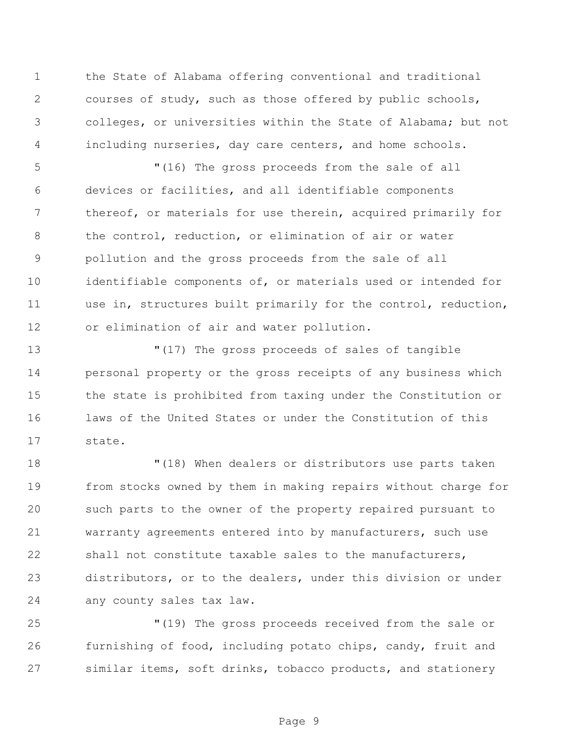the State of Alabama offering conventional and traditional courses of study, such as those offered by public schools, colleges, or universities within the State of Alabama; but not including nurseries, day care centers, and home schools.

"(16) The gross proceeds from the sale of all devices or facilities, and all identifiable components thereof, or materials for use therein, acquired primarily for the control, reduction, or elimination of air or water pollution and the gross proceeds from the sale of all identifiable components of, or materials used or intended for use in, structures built primarily for the control, reduction, or elimination of air and water pollution.

"(17) The gross proceeds of sales of tangible personal property or the gross receipts of any business which the state is prohibited from taxing under the Constitution or laws of the United States or under the Constitution of this state.

"(18) When dealers or distributors use parts taken from stocks owned by them in making repairs without charge for such parts to the owner of the property repaired pursuant to warranty agreements entered into by manufacturers, such use shall not constitute taxable sales to the manufacturers, distributors, or to the dealers, under this division or under any county sales tax law.

"(19) The gross proceeds received from the sale or furnishing of food, including potato chips, candy, fruit and similar items, soft drinks, tobacco products, and stationery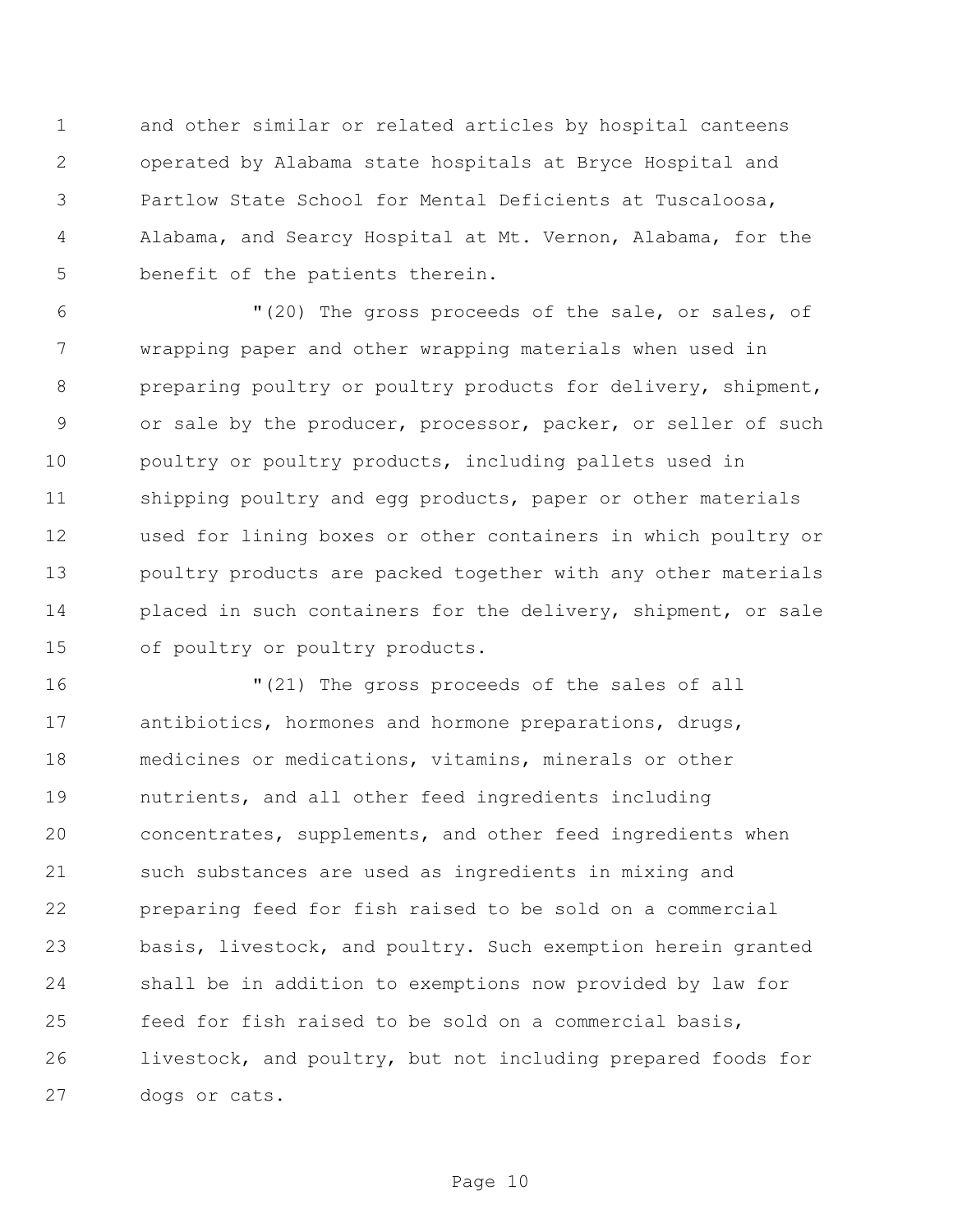and other similar or related articles by hospital canteens operated by Alabama state hospitals at Bryce Hospital and Partlow State School for Mental Deficients at Tuscaloosa, Alabama, and Searcy Hospital at Mt. Vernon, Alabama, for the benefit of the patients therein.

"(20) The gross proceeds of the sale, or sales, of wrapping paper and other wrapping materials when used in preparing poultry or poultry products for delivery, shipment, or sale by the producer, processor, packer, or seller of such poultry or poultry products, including pallets used in shipping poultry and egg products, paper or other materials used for lining boxes or other containers in which poultry or poultry products are packed together with any other materials placed in such containers for the delivery, shipment, or sale of poultry or poultry products.

"(21) The gross proceeds of the sales of all antibiotics, hormones and hormone preparations, drugs, medicines or medications, vitamins, minerals or other nutrients, and all other feed ingredients including concentrates, supplements, and other feed ingredients when such substances are used as ingredients in mixing and preparing feed for fish raised to be sold on a commercial basis, livestock, and poultry. Such exemption herein granted shall be in addition to exemptions now provided by law for feed for fish raised to be sold on a commercial basis, livestock, and poultry, but not including prepared foods for dogs or cats.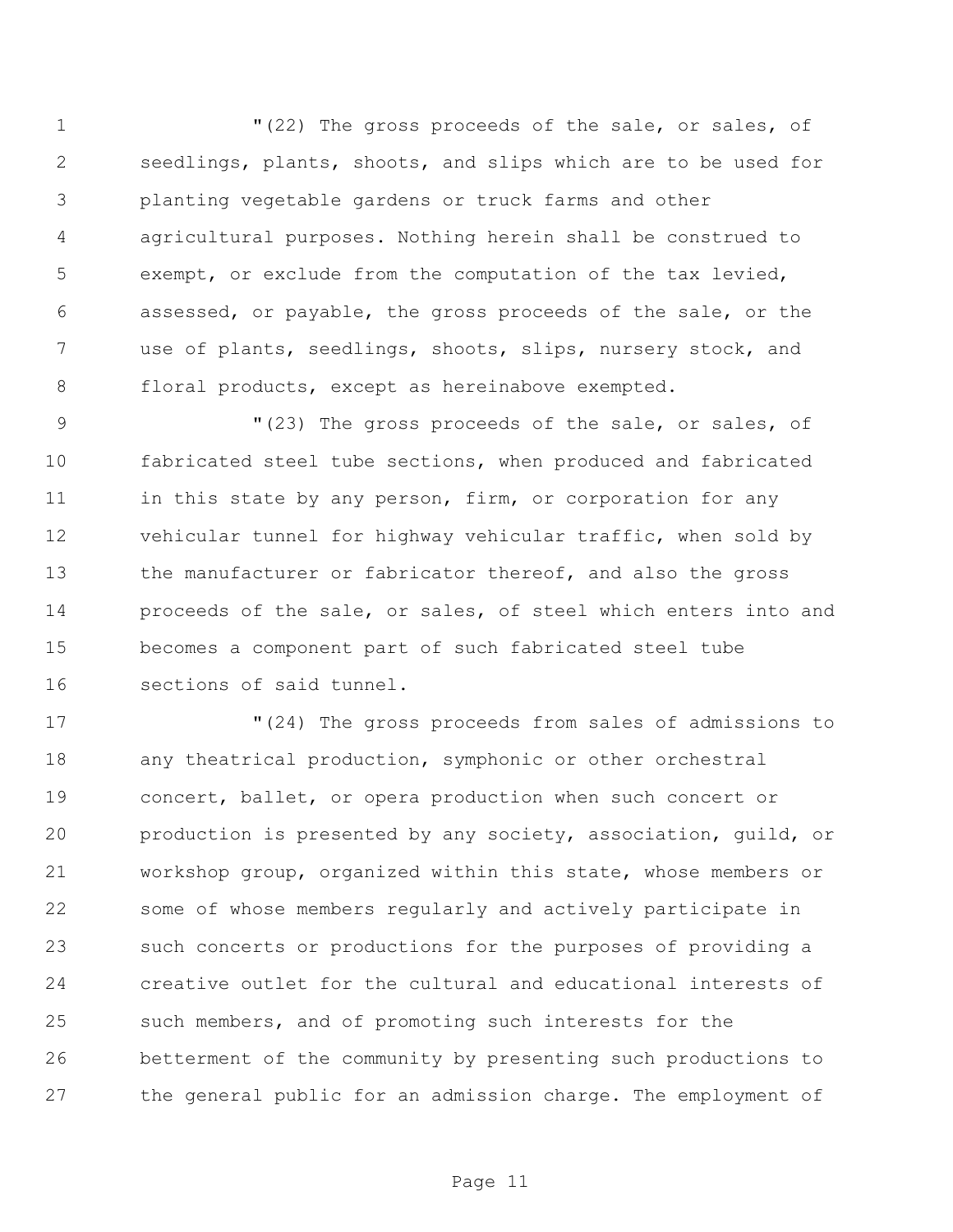"(22) The gross proceeds of the sale, or sales, of seedlings, plants, shoots, and slips which are to be used for planting vegetable gardens or truck farms and other agricultural purposes. Nothing herein shall be construed to exempt, or exclude from the computation of the tax levied, assessed, or payable, the gross proceeds of the sale, or the use of plants, seedlings, shoots, slips, nursery stock, and floral products, except as hereinabove exempted.

"(23) The gross proceeds of the sale, or sales, of fabricated steel tube sections, when produced and fabricated in this state by any person, firm, or corporation for any vehicular tunnel for highway vehicular traffic, when sold by the manufacturer or fabricator thereof, and also the gross proceeds of the sale, or sales, of steel which enters into and becomes a component part of such fabricated steel tube sections of said tunnel.

"(24) The gross proceeds from sales of admissions to any theatrical production, symphonic or other orchestral concert, ballet, or opera production when such concert or production is presented by any society, association, guild, or workshop group, organized within this state, whose members or some of whose members regularly and actively participate in such concerts or productions for the purposes of providing a creative outlet for the cultural and educational interests of such members, and of promoting such interests for the betterment of the community by presenting such productions to the general public for an admission charge. The employment of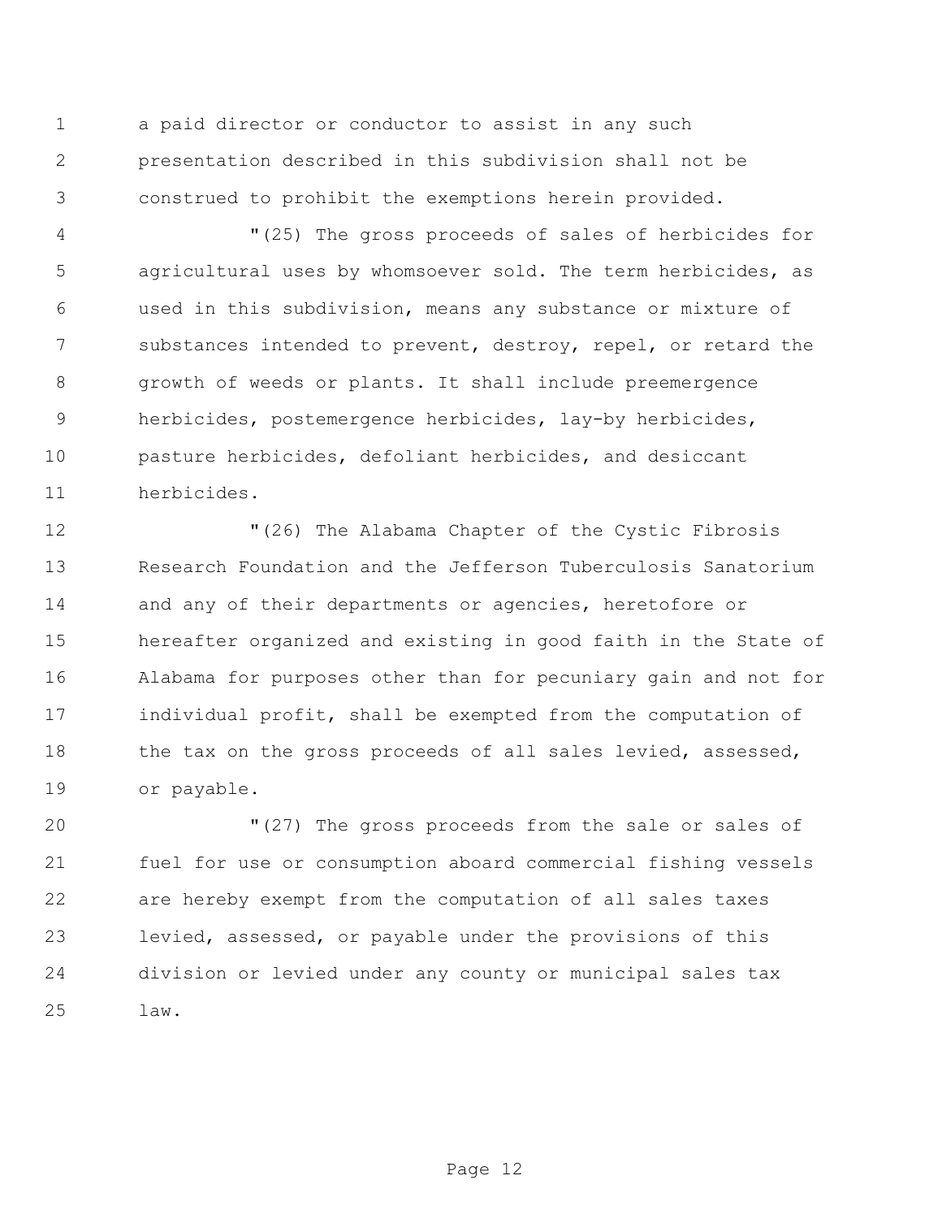a paid director or conductor to assist in any such presentation described in this subdivision shall not be construed to prohibit the exemptions herein provided.

"(25) The gross proceeds of sales of herbicides for agricultural uses by whomsoever sold. The term herbicides, as used in this subdivision, means any substance or mixture of substances intended to prevent, destroy, repel, or retard the growth of weeds or plants. It shall include preemergence herbicides, postemergence herbicides, lay-by herbicides, pasture herbicides, defoliant herbicides, and desiccant herbicides.

"(26) The Alabama Chapter of the Cystic Fibrosis Research Foundation and the Jefferson Tuberculosis Sanatorium and any of their departments or agencies, heretofore or hereafter organized and existing in good faith in the State of Alabama for purposes other than for pecuniary gain and not for individual profit, shall be exempted from the computation of the tax on the gross proceeds of all sales levied, assessed, or payable.

"(27) The gross proceeds from the sale or sales of fuel for use or consumption aboard commercial fishing vessels are hereby exempt from the computation of all sales taxes levied, assessed, or payable under the provisions of this division or levied under any county or municipal sales tax law.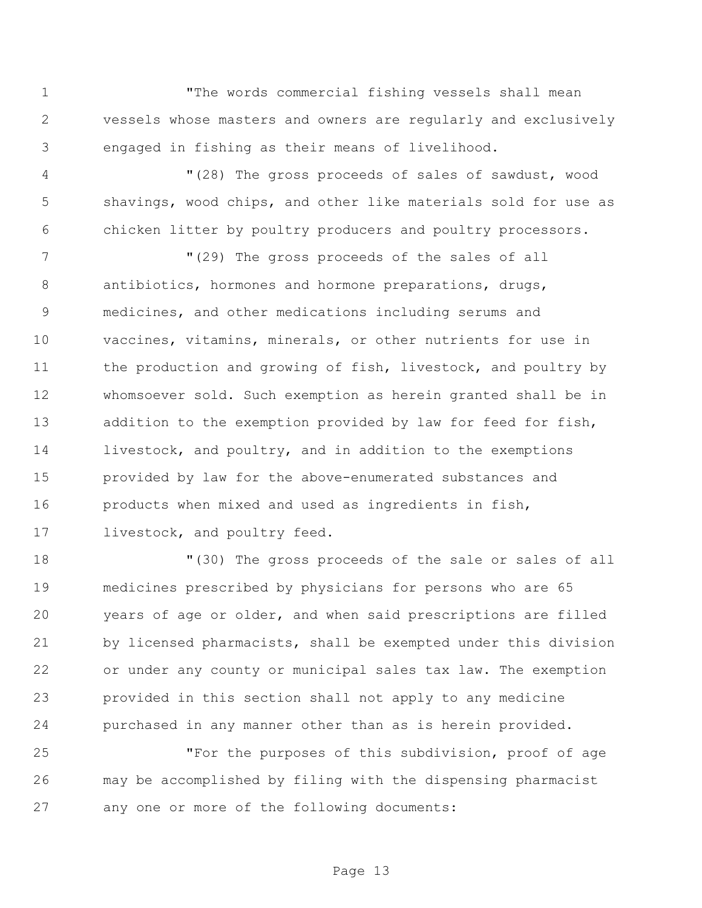"The words commercial fishing vessels shall mean vessels whose masters and owners are regularly and exclusively engaged in fishing as their means of livelihood.

"(28) The gross proceeds of sales of sawdust, wood shavings, wood chips, and other like materials sold for use as chicken litter by poultry producers and poultry processors.

"(29) The gross proceeds of the sales of all antibiotics, hormones and hormone preparations, drugs, medicines, and other medications including serums and vaccines, vitamins, minerals, or other nutrients for use in the production and growing of fish, livestock, and poultry by whomsoever sold. Such exemption as herein granted shall be in addition to the exemption provided by law for feed for fish, livestock, and poultry, and in addition to the exemptions provided by law for the above-enumerated substances and products when mixed and used as ingredients in fish, livestock, and poultry feed.

"(30) The gross proceeds of the sale or sales of all medicines prescribed by physicians for persons who are 65 years of age or older, and when said prescriptions are filled by licensed pharmacists, shall be exempted under this division or under any county or municipal sales tax law. The exemption provided in this section shall not apply to any medicine purchased in any manner other than as is herein provided.

"For the purposes of this subdivision, proof of age may be accomplished by filing with the dispensing pharmacist any one or more of the following documents: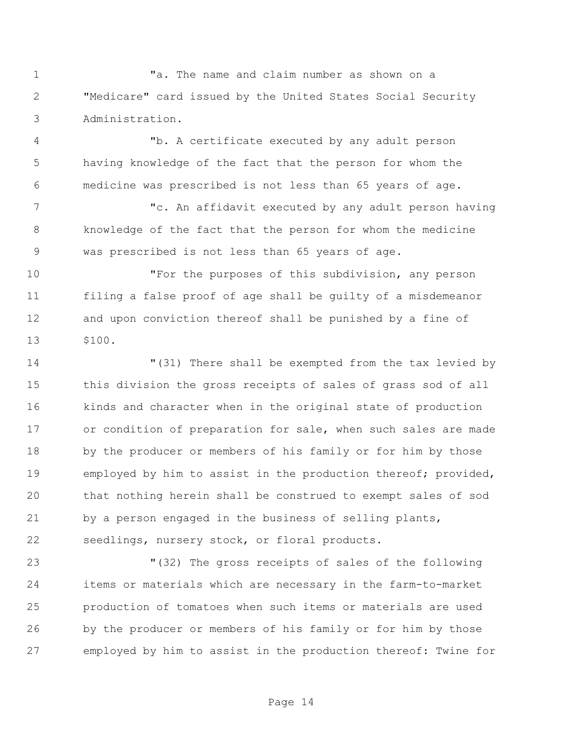"a. The name and claim number as shown on a "Medicare" card issued by the United States Social Security Administration.

"b. A certificate executed by any adult person having knowledge of the fact that the person for whom the medicine was prescribed is not less than 65 years of age.

"c. An affidavit executed by any adult person having knowledge of the fact that the person for whom the medicine was prescribed is not less than 65 years of age.

"For the purposes of this subdivision, any person filing a false proof of age shall be guilty of a misdemeanor and upon conviction thereof shall be punished by a fine of $100.

"(31) There shall be exempted from the tax levied by this division the gross receipts of sales of grass sod of all kinds and character when in the original state of production or condition of preparation for sale, when such sales are made by the producer or members of his family or for him by those employed by him to assist in the production thereof; provided, that nothing herein shall be construed to exempt sales of sod by a person engaged in the business of selling plants, seedlings, nursery stock, or floral products.

"(32) The gross receipts of sales of the following items or materials which are necessary in the farm-to-market production of tomatoes when such items or materials are used by the producer or members of his family or for him by those employed by him to assist in the production thereof: Twine for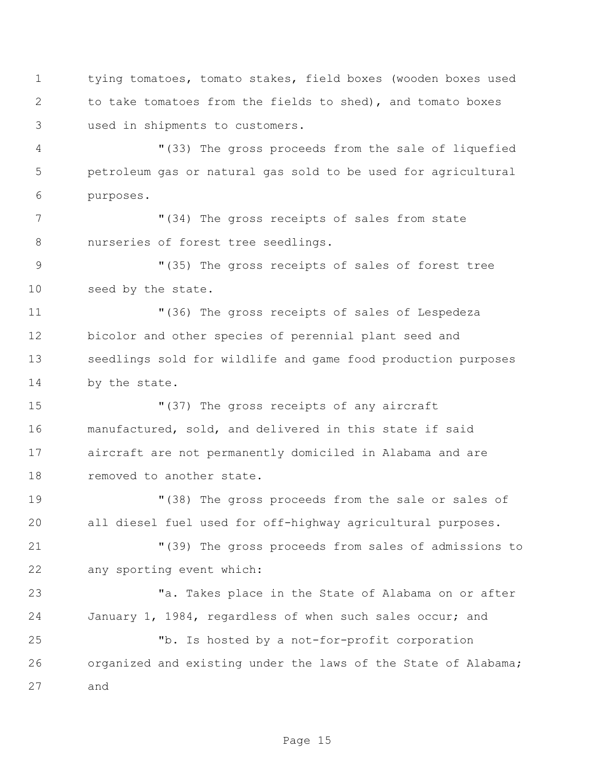tying tomatoes, tomato stakes, field boxes (wooden boxes used to take tomatoes from the fields to shed), and tomato boxes used in shipments to customers.

"(33) The gross proceeds from the sale of liquefied petroleum gas or natural gas sold to be used for agricultural purposes.

"(34) The gross receipts of sales from state nurseries of forest tree seedlings.

"(35) The gross receipts of sales of forest tree seed by the state.

"(36) The gross receipts of sales of Lespedeza bicolor and other species of perennial plant seed and seedlings sold for wildlife and game food production purposes by the state.

"(37) The gross receipts of any aircraft manufactured, sold, and delivered in this state if said aircraft are not permanently domiciled in Alabama and are removed to another state.

"(38) The gross proceeds from the sale or sales of all diesel fuel used for off-highway agricultural purposes.

"(39) The gross proceeds from sales of admissions to any sporting event which:

"a. Takes place in the State of Alabama on or after January 1, 1984, regardless of when such sales occur; and

"b. Is hosted by a not-for-profit corporation organized and existing under the laws of the State of Alabama; and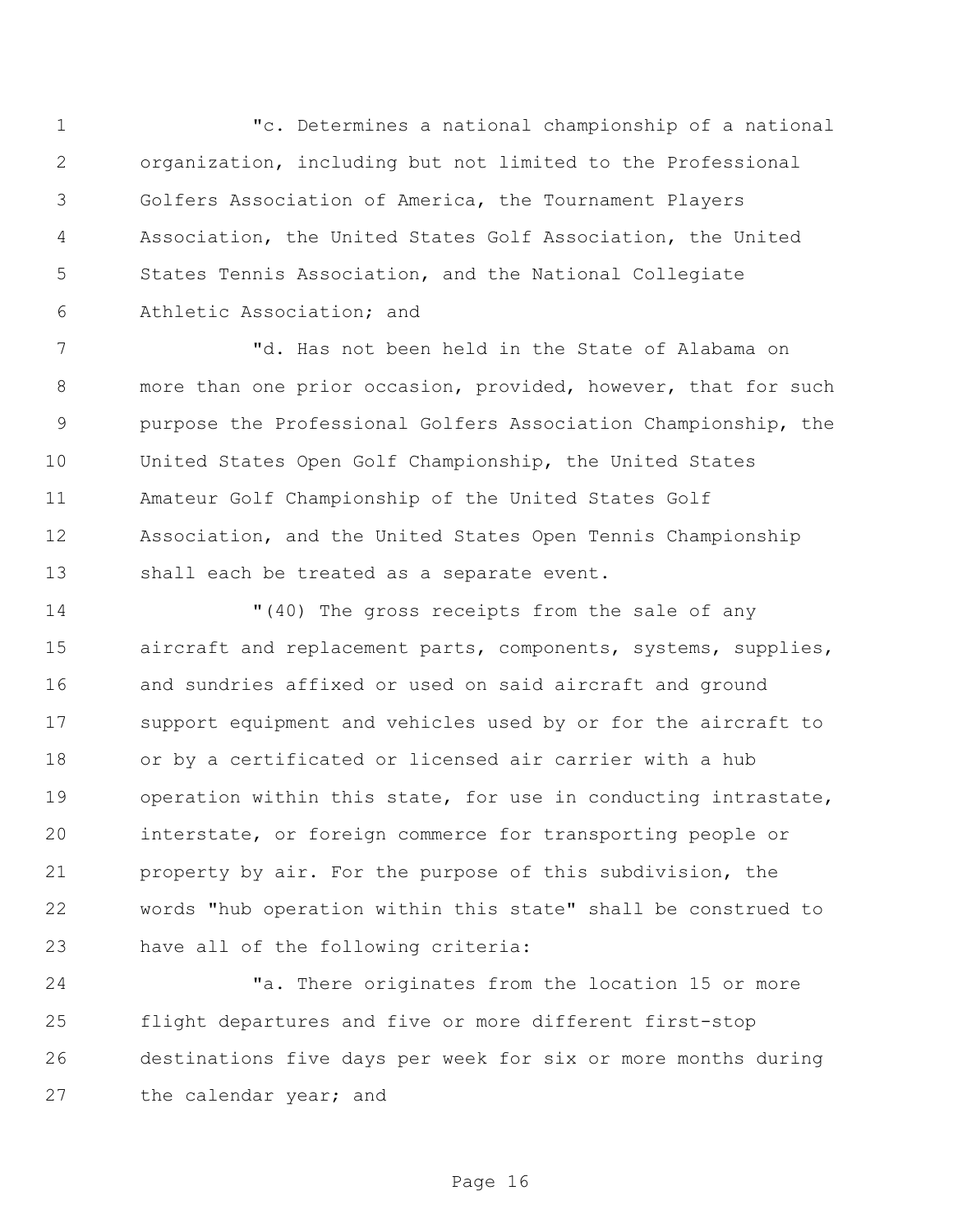"c. Determines a national championship of a national organization, including but not limited to the Professional Golfers Association of America, the Tournament Players Association, the United States Golf Association, the United States Tennis Association, and the National Collegiate Athletic Association; and

"d. Has not been held in the State of Alabama on more than one prior occasion, provided, however, that for such purpose the Professional Golfers Association Championship, the United States Open Golf Championship, the United States Amateur Golf Championship of the United States Golf Association, and the United States Open Tennis Championship shall each be treated as a separate event.

"(40) The gross receipts from the sale of any aircraft and replacement parts, components, systems, supplies, and sundries affixed or used on said aircraft and ground support equipment and vehicles used by or for the aircraft to or by a certificated or licensed air carrier with a hub operation within this state, for use in conducting intrastate, interstate, or foreign commerce for transporting people or property by air. For the purpose of this subdivision, the words "hub operation within this state" shall be construed to have all of the following criteria:

"a. There originates from the location 15 or more flight departures and five or more different first-stop destinations five days per week for six or more months during the calendar year; and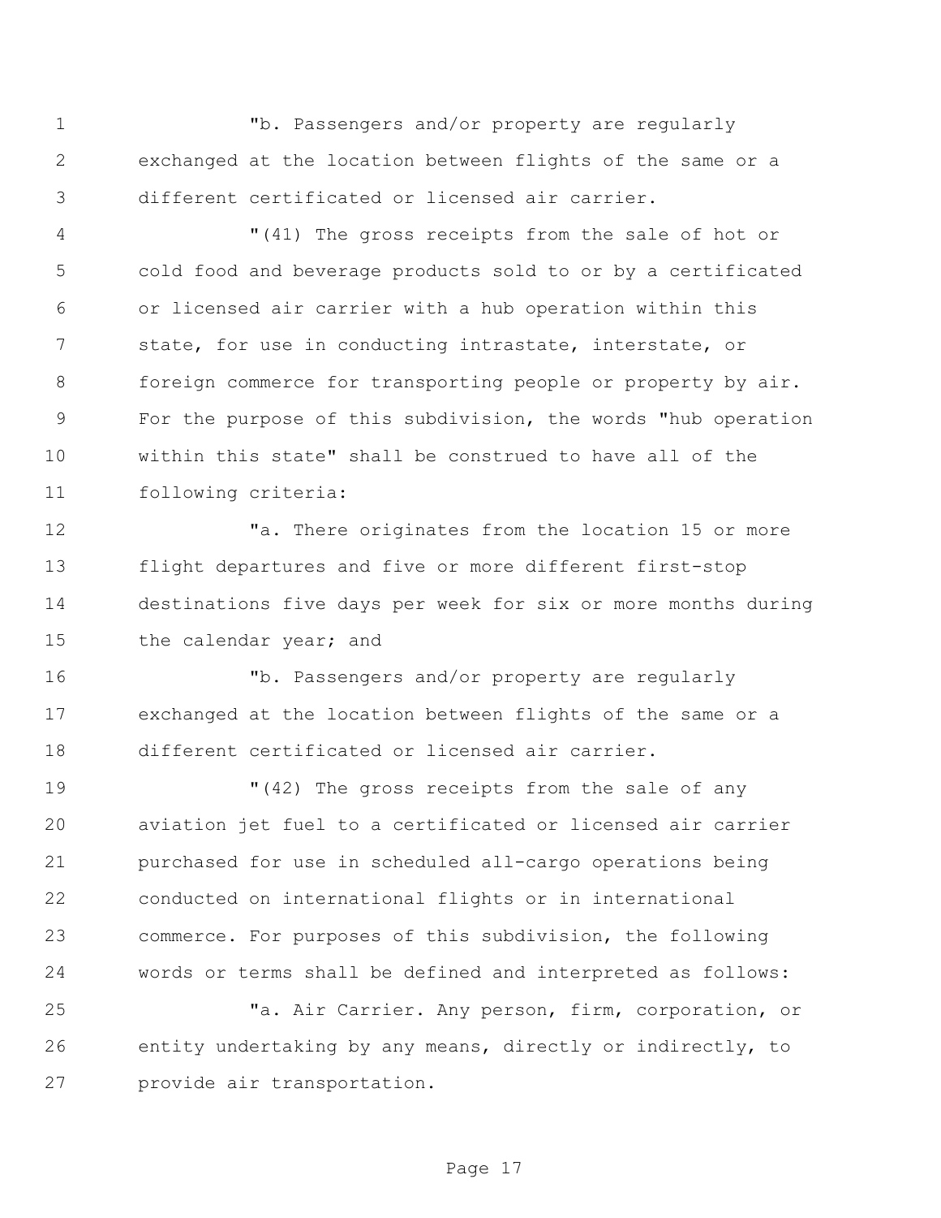"b. Passengers and/or property are regularly exchanged at the location between flights of the same or a different certificated or licensed air carrier.

"(41) The gross receipts from the sale of hot or cold food and beverage products sold to or by a certificated or licensed air carrier with a hub operation within this state, for use in conducting intrastate, interstate, or foreign commerce for transporting people or property by air. For the purpose of this subdivision, the words "hub operation within this state" shall be construed to have all of the following criteria:

"a. There originates from the location 15 or more flight departures and five or more different first-stop destinations five days per week for six or more months during the calendar year; and

"b. Passengers and/or property are regularly exchanged at the location between flights of the same or a different certificated or licensed air carrier.

"(42) The gross receipts from the sale of any aviation jet fuel to a certificated or licensed air carrier purchased for use in scheduled all-cargo operations being conducted on international flights or in international commerce. For purposes of this subdivision, the following words or terms shall be defined and interpreted as follows:

"a. Air Carrier. Any person, firm, corporation, or entity undertaking by any means, directly or indirectly, to provide air transportation.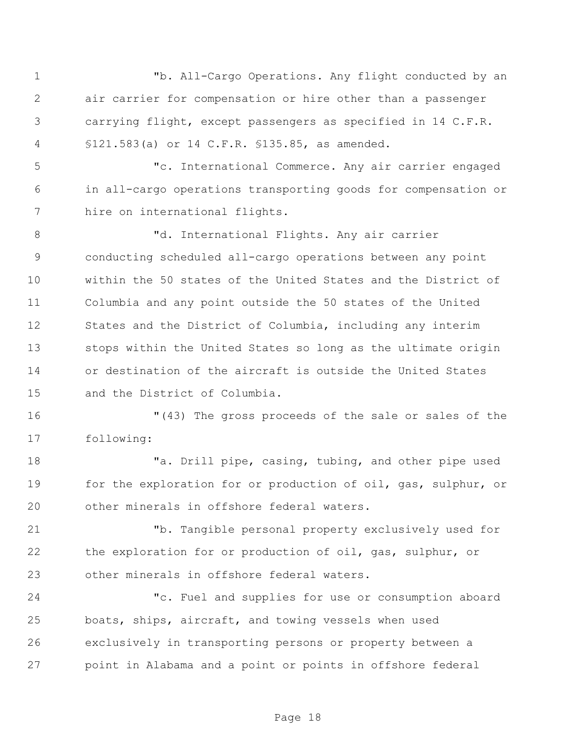"b. All-Cargo Operations. Any flight conducted by an air carrier for compensation or hire other than a passenger carrying flight, except passengers as specified in 14 C.F.R. §121.583(a) or 14 C.F.R. §135.85, as amended.

"c. International Commerce. Any air carrier engaged in all-cargo operations transporting goods for compensation or hire on international flights.

"d. International Flights. Any air carrier conducting scheduled all-cargo operations between any point within the 50 states of the United States and the District of Columbia and any point outside the 50 states of the United States and the District of Columbia, including any interim stops within the United States so long as the ultimate origin or destination of the aircraft is outside the United States and the District of Columbia.

"(43) The gross proceeds of the sale or sales of the following:

"a. Drill pipe, casing, tubing, and other pipe used for the exploration for or production of oil, gas, sulphur, or other minerals in offshore federal waters.

"b. Tangible personal property exclusively used for the exploration for or production of oil, gas, sulphur, or other minerals in offshore federal waters.

"c. Fuel and supplies for use or consumption aboard boats, ships, aircraft, and towing vessels when used exclusively in transporting persons or property between a point in Alabama and a point or points in offshore federal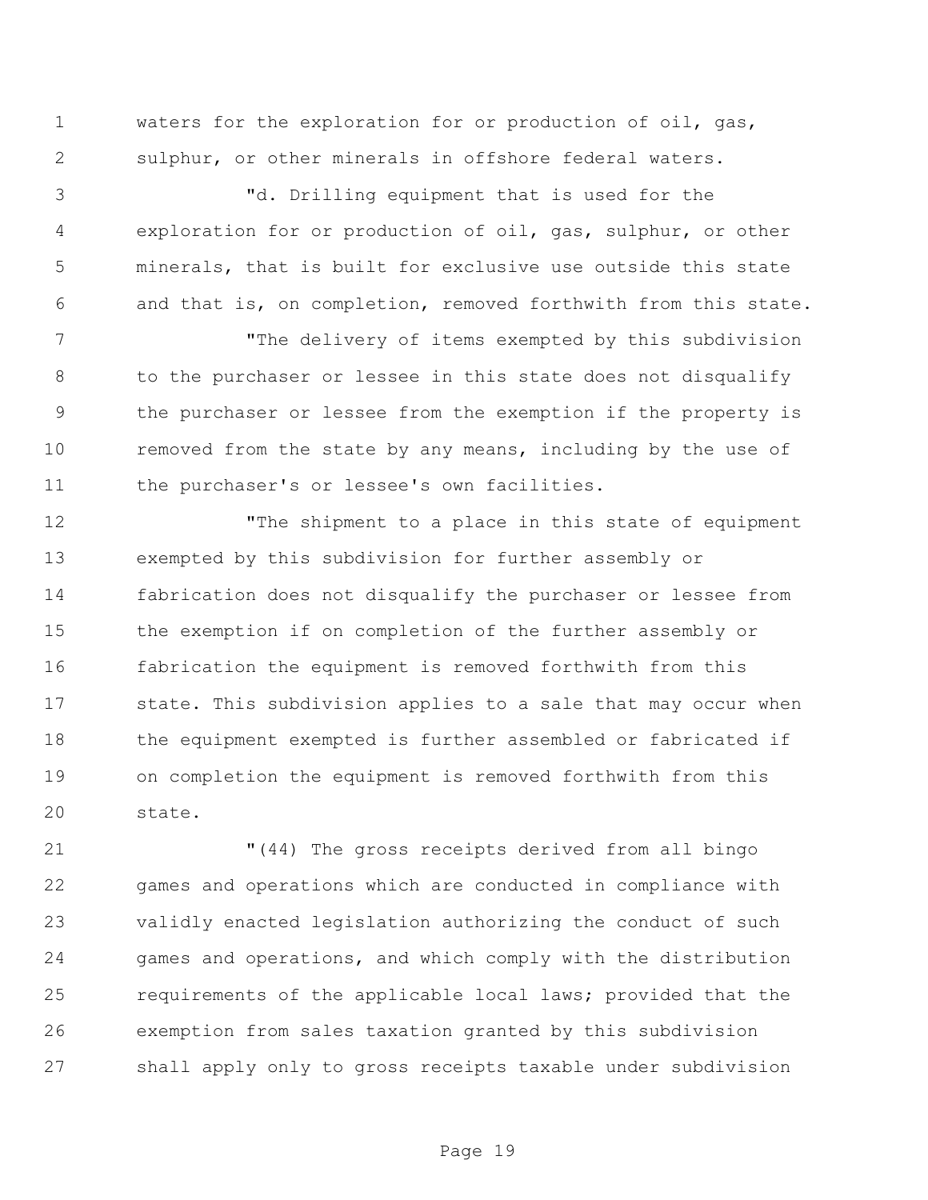waters for the exploration for or production of oil, gas, sulphur, or other minerals in offshore federal waters.

"d. Drilling equipment that is used for the exploration for or production of oil, gas, sulphur, or other minerals, that is built for exclusive use outside this state and that is, on completion, removed forthwith from this state.

"The delivery of items exempted by this subdivision to the purchaser or lessee in this state does not disqualify the purchaser or lessee from the exemption if the property is removed from the state by any means, including by the use of the purchaser's or lessee's own facilities.

"The shipment to a place in this state of equipment exempted by this subdivision for further assembly or fabrication does not disqualify the purchaser or lessee from the exemption if on completion of the further assembly or fabrication the equipment is removed forthwith from this state. This subdivision applies to a sale that may occur when the equipment exempted is further assembled or fabricated if on completion the equipment is removed forthwith from this state.

"(44) The gross receipts derived from all bingo games and operations which are conducted in compliance with validly enacted legislation authorizing the conduct of such games and operations, and which comply with the distribution requirements of the applicable local laws; provided that the exemption from sales taxation granted by this subdivision shall apply only to gross receipts taxable under subdivision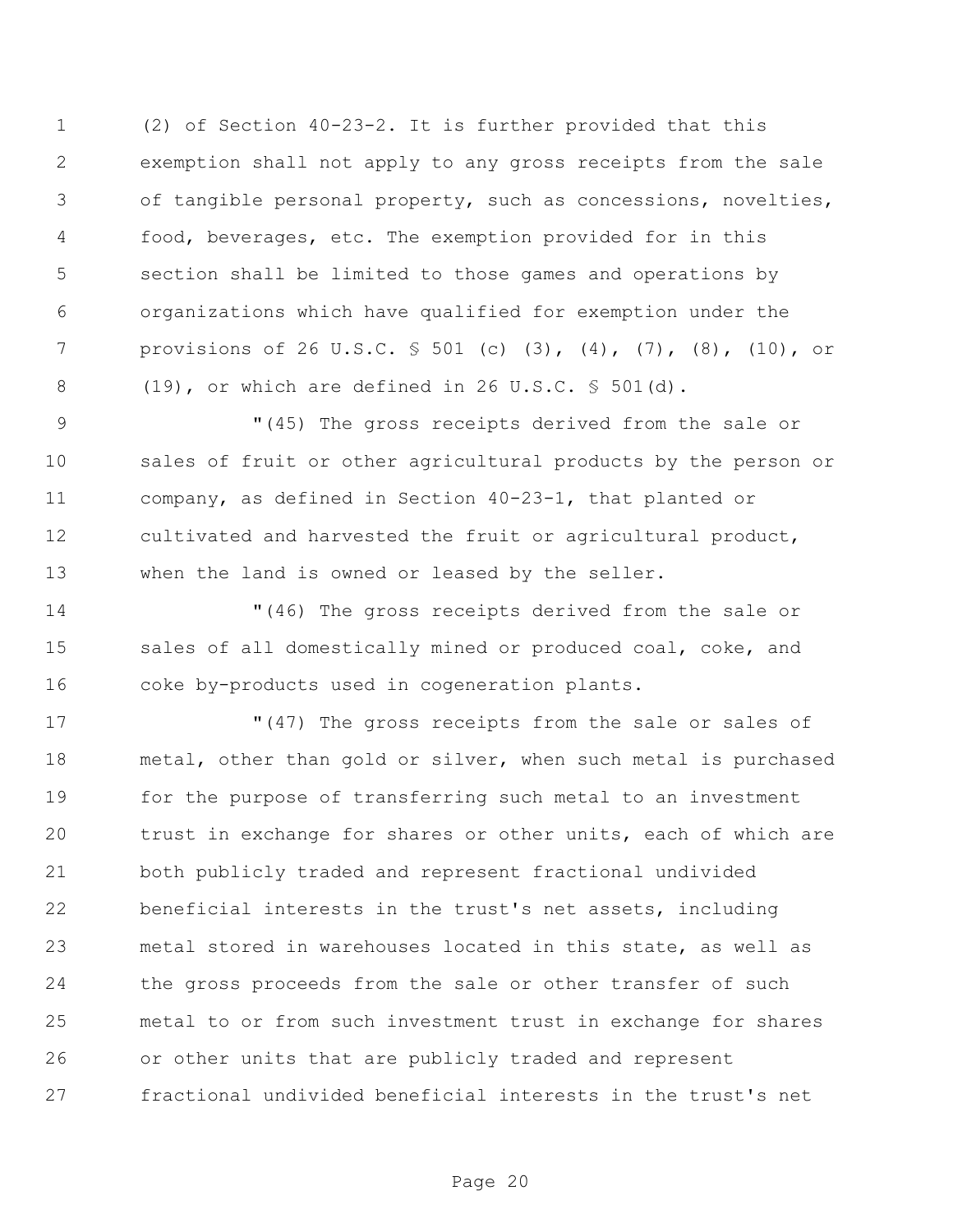(2) of Section 40-23-2. It is further provided that this exemption shall not apply to any gross receipts from the sale of tangible personal property, such as concessions, novelties, food, beverages, etc. The exemption provided for in this section shall be limited to those games and operations by organizations which have qualified for exemption under the provisions of 26 U.S.C. § 501 (c) (3), (4), (7), (8), (10), or (19), or which are defined in 26 U.S.C. § 501(d).

"(45) The gross receipts derived from the sale or sales of fruit or other agricultural products by the person or company, as defined in Section 40-23-1, that planted or cultivated and harvested the fruit or agricultural product, when the land is owned or leased by the seller.

"(46) The gross receipts derived from the sale or sales of all domestically mined or produced coal, coke, and coke by-products used in cogeneration plants.

"(47) The gross receipts from the sale or sales of metal, other than gold or silver, when such metal is purchased for the purpose of transferring such metal to an investment trust in exchange for shares or other units, each of which are both publicly traded and represent fractional undivided beneficial interests in the trust's net assets, including metal stored in warehouses located in this state, as well as the gross proceeds from the sale or other transfer of such metal to or from such investment trust in exchange for shares or other units that are publicly traded and represent fractional undivided beneficial interests in the trust's net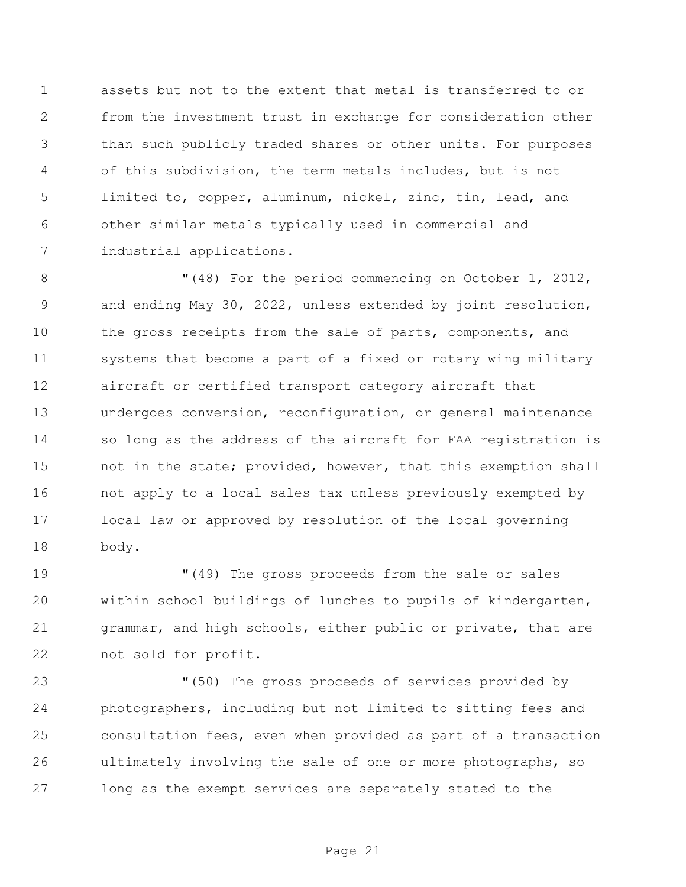assets but not to the extent that metal is transferred to or from the investment trust in exchange for consideration other than such publicly traded shares or other units. For purposes of this subdivision, the term metals includes, but is not limited to, copper, aluminum, nickel, zinc, tin, lead, and other similar metals typically used in commercial and industrial applications.

"(48) For the period commencing on October 1, 2012, and ending May 30, 2022, unless extended by joint resolution, the gross receipts from the sale of parts, components, and systems that become a part of a fixed or rotary wing military aircraft or certified transport category aircraft that undergoes conversion, reconfiguration, or general maintenance so long as the address of the aircraft for FAA registration is not in the state; provided, however, that this exemption shall not apply to a local sales tax unless previously exempted by local law or approved by resolution of the local governing body.

"(49) The gross proceeds from the sale or sales within school buildings of lunches to pupils of kindergarten, grammar, and high schools, either public or private, that are not sold for profit.

"(50) The gross proceeds of services provided by photographers, including but not limited to sitting fees and consultation fees, even when provided as part of a transaction ultimately involving the sale of one or more photographs, so long as the exempt services are separately stated to the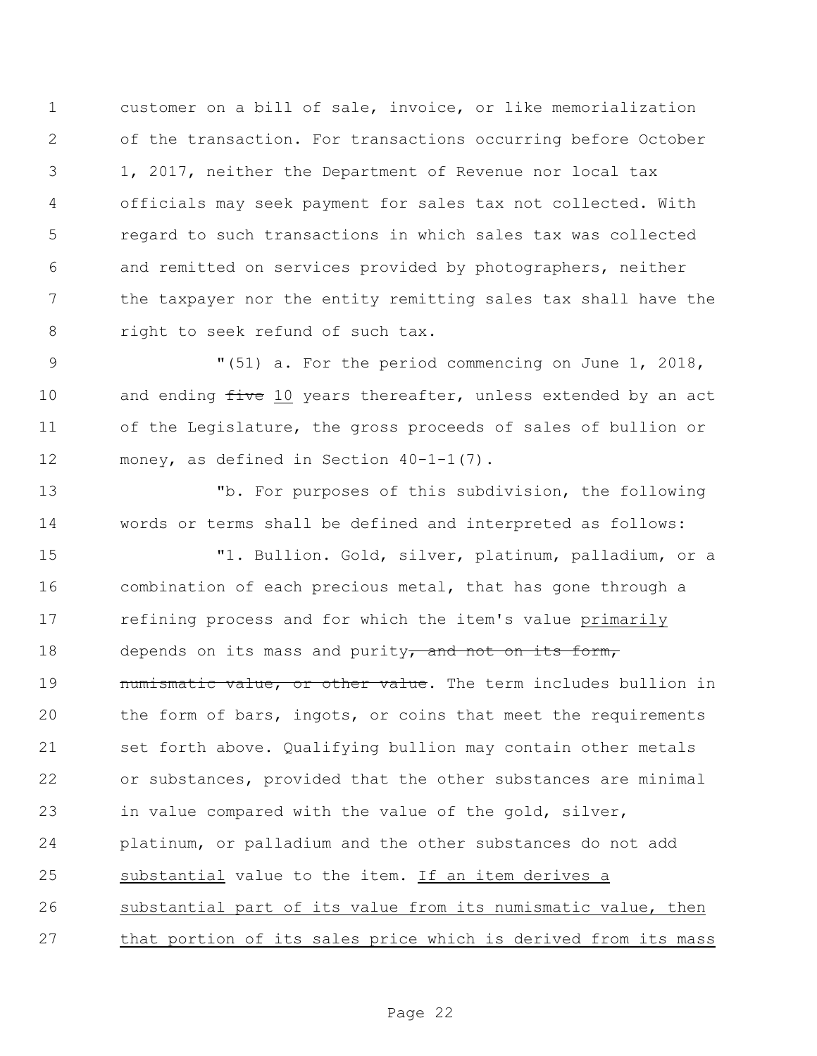customer on a bill of sale, invoice, or like memorialization of the transaction. For transactions occurring before October 1, 2017, neither the Department of Revenue nor local tax officials may seek payment for sales tax not collected. With regard to such transactions in which sales tax was collected and remitted on services provided by photographers, neither the taxpayer nor the entity remitting sales tax shall have the right to seek refund of such tax.

"(51) a. For the period commencing on June 1, 2018, and ending ~~five~~ 10 years thereafter, unless extended by an act of the Legislature, the gross proceeds of sales of bullion or money, as defined in Section 40-1-1(7).

"b. For purposes of this subdivision, the following words or terms shall be defined and interpreted as follows:

"1. Bullion. Gold, silver, platinum, palladium, or a combination of each precious metal, that has gone through a refining process and for which the item's value primarily depends on its mass and purity~~, and not on its form, numismatic value, or other value~~. The term includes bullion in the form of bars, ingots, or coins that meet the requirements set forth above. Qualifying bullion may contain other metals or substances, provided that the other substances are minimal in value compared with the value of the gold, silver, platinum, or palladium and the other substances do not add substantial value to the item. If an item derives a substantial part of its value from its numismatic value, then that portion of its sales price which is derived from its mass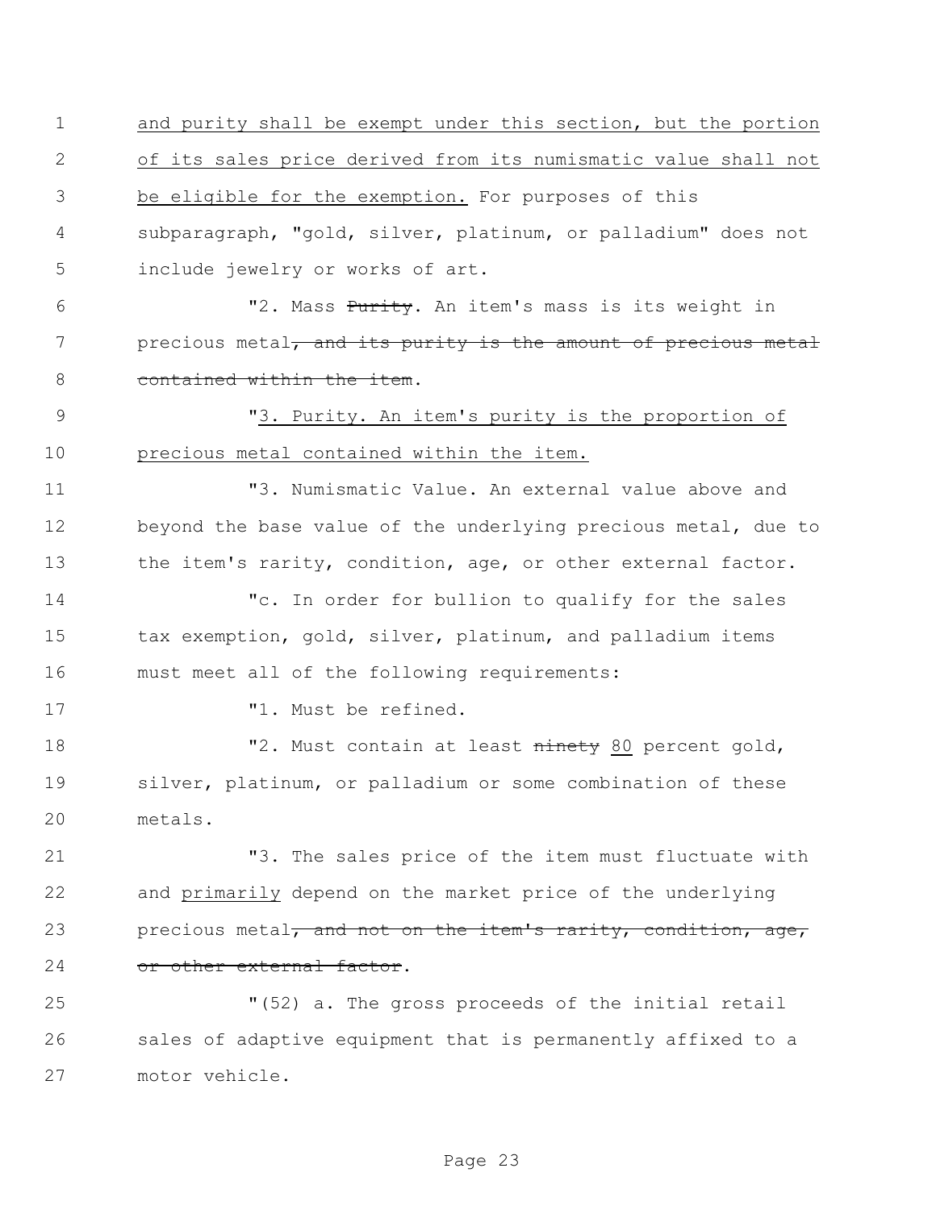and purity shall be exempt under this section, but the portion of its sales price derived from its numismatic value shall not be eligible for the exemption. For purposes of this subparagraph, "gold, silver, platinum, or palladium" does not include jewelry or works of art.

"2. Mass ~~Purity~~. An item's mass is its weight in precious metal~~, and its purity is the amount of precious metal contained within the item~~.

"3. Purity. An item's purity is the proportion of precious metal contained within the item.

"3. Numismatic Value. An external value above and beyond the base value of the underlying precious metal, due to the item's rarity, condition, age, or other external factor.

"c. In order for bullion to qualify for the sales tax exemption, gold, silver, platinum, and palladium items must meet all of the following requirements:

"1. Must be refined.

"2. Must contain at least ~~ninety~~ 80 percent gold, silver, platinum, or palladium or some combination of these metals.

"3. The sales price of the item must fluctuate with and primarily depend on the market price of the underlying precious metal~~, and not on the item's rarity, condition, age, or other external factor~~.

"(52) a. The gross proceeds of the initial retail sales of adaptive equipment that is permanently affixed to a motor vehicle.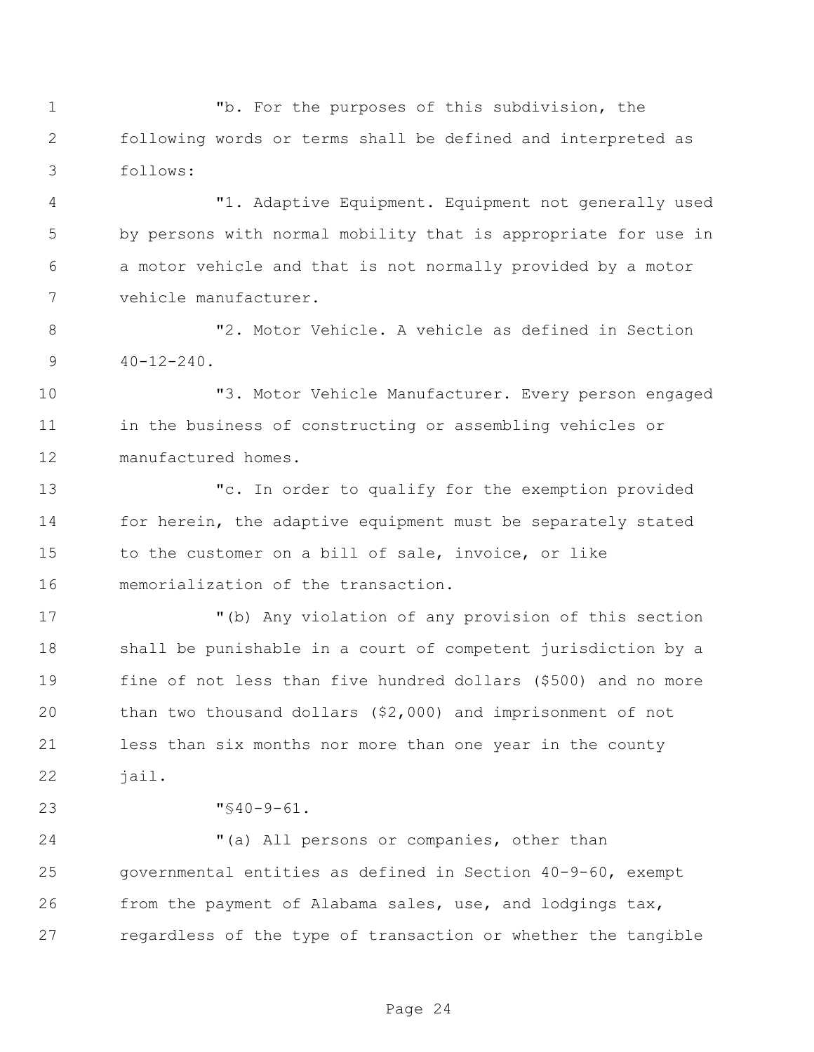"b. For the purposes of this subdivision, the following words or terms shall be defined and interpreted as follows:

"1. Adaptive Equipment. Equipment not generally used by persons with normal mobility that is appropriate for use in a motor vehicle and that is not normally provided by a motor vehicle manufacturer.

"2. Motor Vehicle. A vehicle as defined in Section 40-12-240.

"3. Motor Vehicle Manufacturer. Every person engaged in the business of constructing or assembling vehicles or manufactured homes.

"c. In order to qualify for the exemption provided for herein, the adaptive equipment must be separately stated to the customer on a bill of sale, invoice, or like memorialization of the transaction.

"(b) Any violation of any provision of this section shall be punishable in a court of competent jurisdiction by a fine of not less than five hundred dollars ($500) and no more than two thousand dollars ($2,000) and imprisonment of not less than six months nor more than one year in the county jail.

"§40-9-61.

"(a) All persons or companies, other than governmental entities as defined in Section 40-9-60, exempt from the payment of Alabama sales, use, and lodgings tax, regardless of the type of transaction or whether the tangible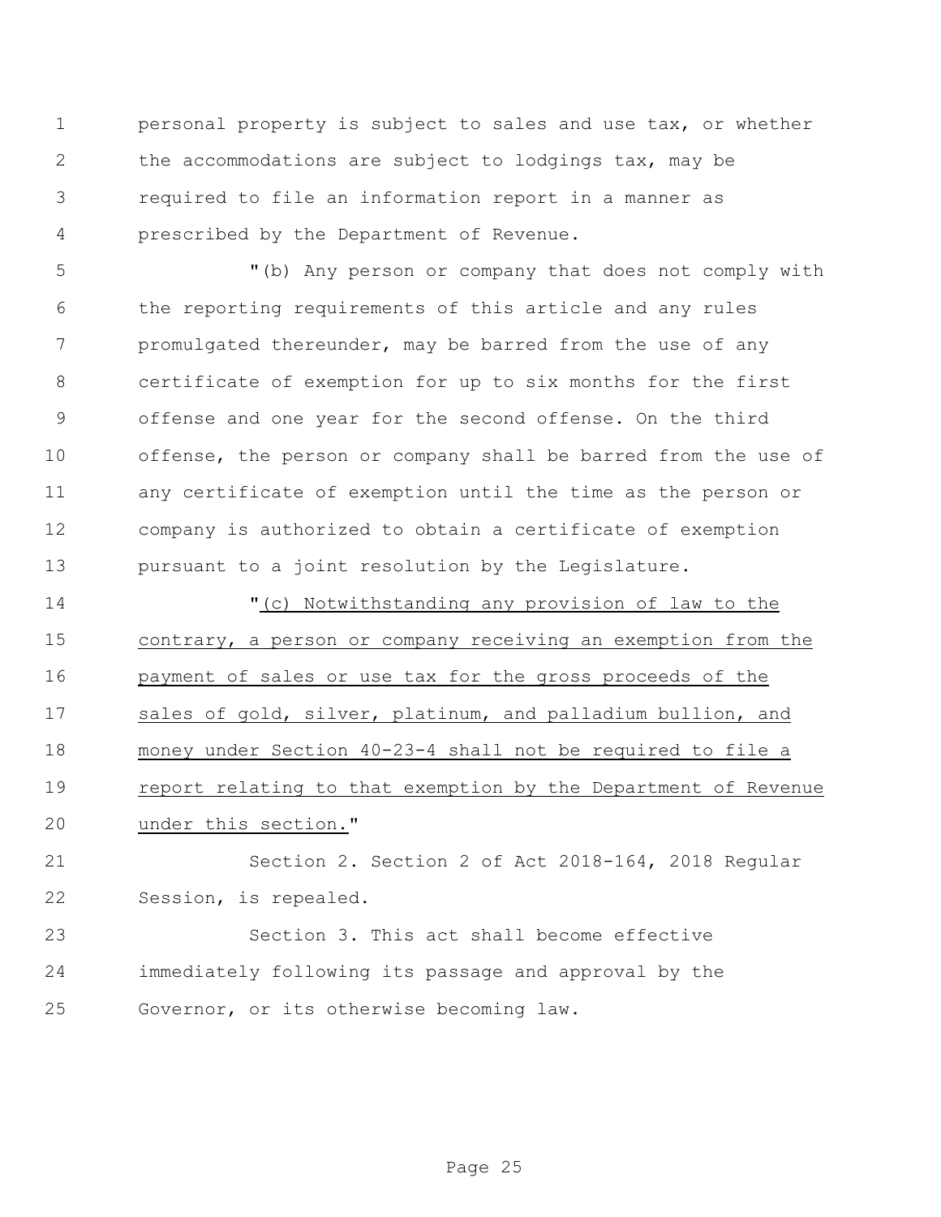personal property is subject to sales and use tax, or whether the accommodations are subject to lodgings tax, may be required to file an information report in a manner as prescribed by the Department of Revenue.

"(b) Any person or company that does not comply with the reporting requirements of this article and any rules promulgated thereunder, may be barred from the use of any certificate of exemption for up to six months for the first offense and one year for the second offense. On the third offense, the person or company shall be barred from the use of any certificate of exemption until the time as the person or company is authorized to obtain a certificate of exemption pursuant to a joint resolution by the Legislature.

"(c) Notwithstanding any provision of law to the contrary, a person or company receiving an exemption from the payment of sales or use tax for the gross proceeds of the sales of gold, silver, platinum, and palladium bullion, and money under Section 40-23-4 shall not be required to file a report relating to that exemption by the Department of Revenue under this section."

Section 2. Section 2 of Act 2018-164, 2018 Regular Session, is repealed.

Section 3. This act shall become effective immediately following its passage and approval by the Governor, or its otherwise becoming law.